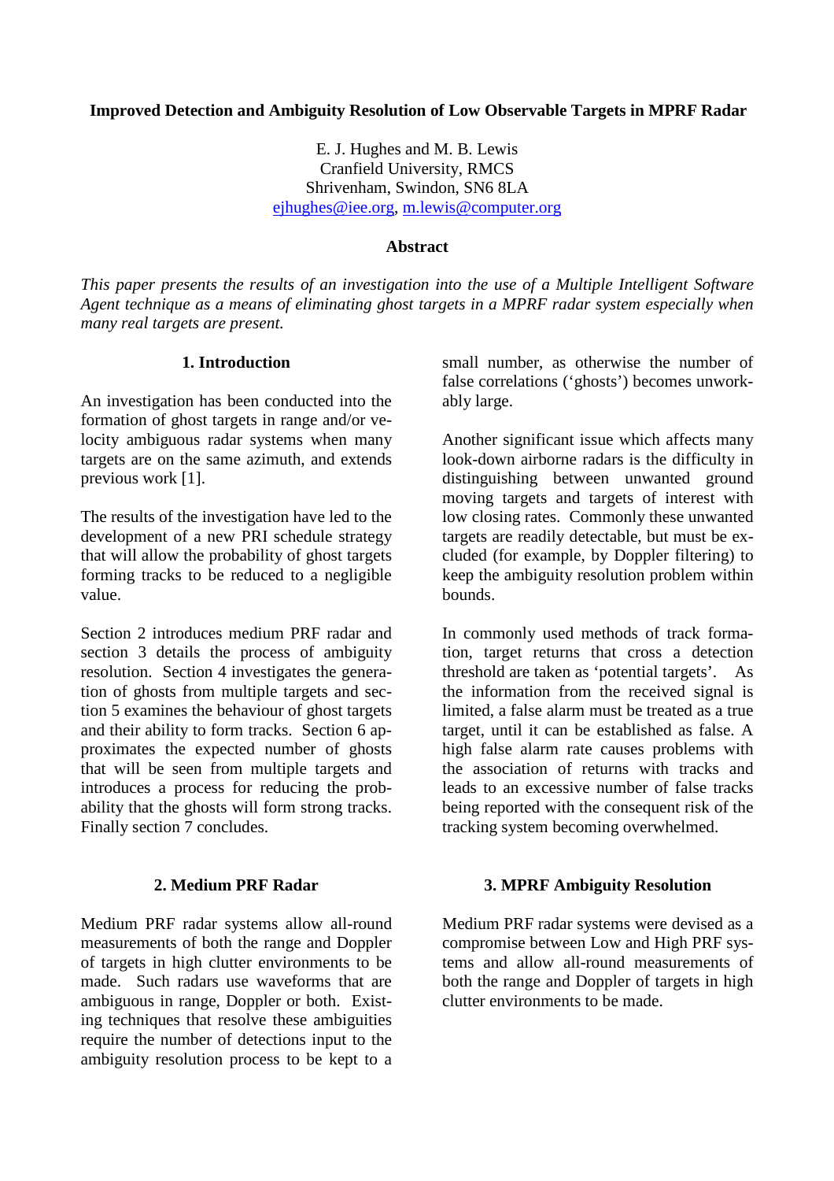# Improved Detection and Ambiguity Resolution of Low Observable Targets in MPRF Radar

E. J. Hughes and M. B. Lewis
Cranfield University, RMCS
Shrivenham, Swindon, SN6 8LA
ejhughes@iee.org, m.lewis@computer.org

## Abstract

*This paper presents the results of an investigation into the use of a Multiple Intelligent Software Agent technique as a means of eliminating ghost targets in a MPRF radar system especially when many real targets are present.*

## 1. Introduction

An investigation has been conducted into the formation of ghost targets in range and/or velocity ambiguous radar systems when many targets are on the same azimuth, and extends previous work [1].

The results of the investigation have led to the development of a new PRI schedule strategy that will allow the probability of ghost targets forming tracks to be reduced to a negligible value.

Section 2 introduces medium PRF radar and section 3 details the process of ambiguity resolution. Section 4 investigates the generation of ghosts from multiple targets and section 5 examines the behaviour of ghost targets and their ability to form tracks. Section 6 approximates the expected number of ghosts that will be seen from multiple targets and introduces a process for reducing the probability that the ghosts will form strong tracks. Finally section 7 concludes.

## 2. Medium PRF Radar

Medium PRF radar systems allow all-round measurements of both the range and Doppler of targets in high clutter environments to be made. Such radars use waveforms that are ambiguous in range, Doppler or both. Existing techniques that resolve these ambiguities require the number of detections input to the ambiguity resolution process to be kept to a small number, as otherwise the number of false correlations ('ghosts') becomes unworkably large.

Another significant issue which affects many look-down airborne radars is the difficulty in distinguishing between unwanted ground moving targets and targets of interest with low closing rates. Commonly these unwanted targets are readily detectable, but must be excluded (for example, by Doppler filtering) to keep the ambiguity resolution problem within bounds.

In commonly used methods of track formation, target returns that cross a detection threshold are taken as 'potential targets'. As the information from the received signal is limited, a false alarm must be treated as a true target, until it can be established as false. A high false alarm rate causes problems with the association of returns with tracks and leads to an excessive number of false tracks being reported with the consequent risk of the tracking system becoming overwhelmed.

## 3. MPRF Ambiguity Resolution

Medium PRF radar systems were devised as a compromise between Low and High PRF systems and allow all-round measurements of both the range and Doppler of targets in high clutter environments to be made.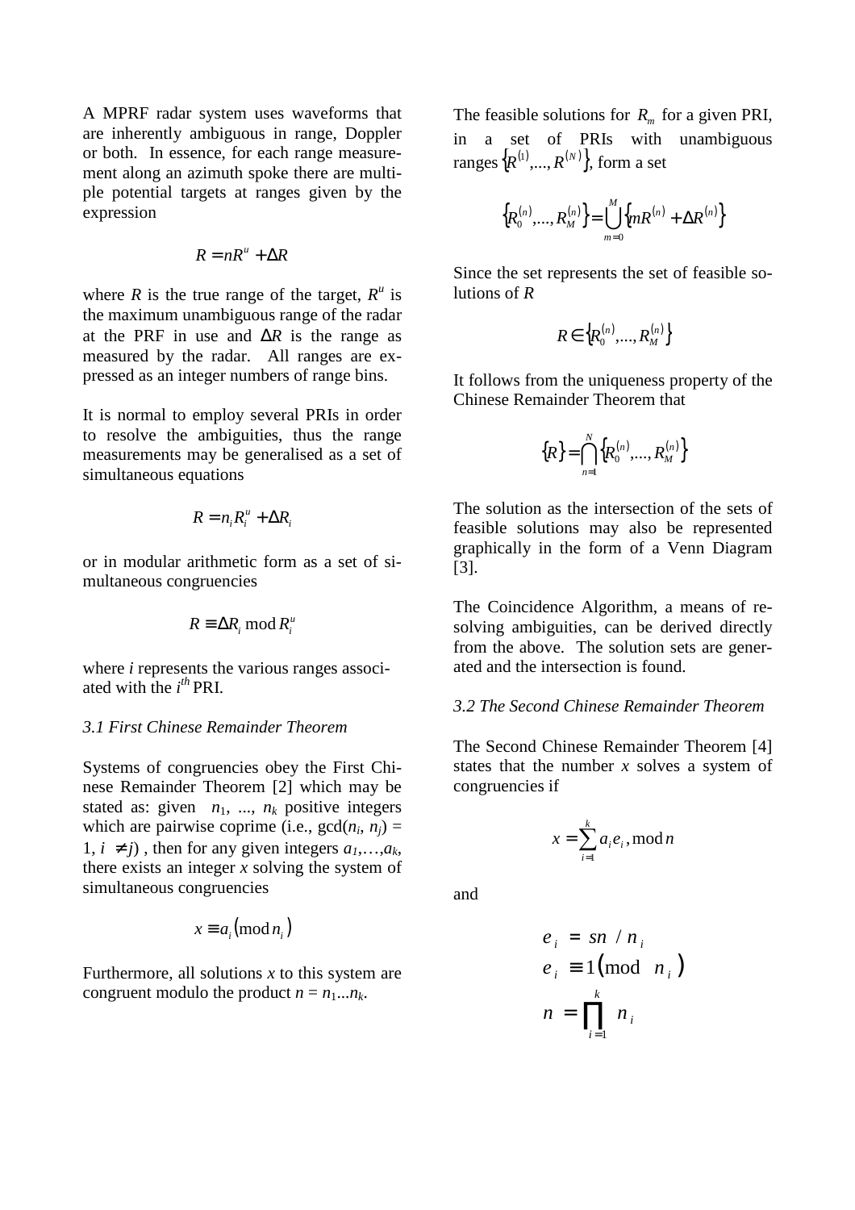A MPRF radar system uses waveforms that are inherently ambiguous in range, Doppler or both. In essence, for each range measurement along an azimuth spoke there are multiple potential targets at ranges given by the expression

$$R = nR^u + \Delta R$$

where $R$ is the true range of the target, $R^u$ is the maximum unambiguous range of the radar at the PRF in use and $\Delta R$ is the range as measured by the radar. All ranges are expressed as an integer numbers of range bins.

It is normal to employ several PRIs in order to resolve the ambiguities, thus the range measurements may be generalised as a set of simultaneous equations

$$R = n_i R_i^u + \Delta R_i$$

or in modular arithmetic form as a set of simultaneous congruencies

$$R \equiv \Delta R_i \bmod R_i^u$$

where $i$ represents the various ranges associated with the $i^{th}$ PRI.

*3.1 First Chinese Remainder Theorem*

Systems of congruencies obey the First Chinese Remainder Theorem [2] which may be stated as: given $n_1, ..., n_k$ positive integers which are pairwise coprime (i.e., $\gcd(n_i, n_j) = 1, i \neq j$), then for any given integers $a_1,\ldots,a_k$, there exists an integer $x$ solving the system of simultaneous congruencies

$$x \equiv a_i (\bmod n_i)$$

Furthermore, all solutions $x$ to this system are congruent modulo the product $n = n_1 \ldots n_k$.

The feasible solutions for $R_m$ for a given PRI, in a set of PRIs with unambiguous ranges $\{R^{(1)},\ldots,R^{(N)}\}$, form a set

$$\{R_0^{(n)},\ldots,R_M^{(n)}\} = \bigcup_{m=0}^{M} \{mR^{(n)} + \Delta R^{(n)}\}$$

Since the set represents the set of feasible solutions of $R$

$$R \in \{R_0^{(n)},\ldots,R_M^{(n)}\}$$

It follows from the uniqueness property of the Chinese Remainder Theorem that

$$\{R\} = \bigcap_{n=1}^{N} \{R_0^{(n)},\ldots,R_M^{(n)}\}$$

The solution as the intersection of the sets of feasible solutions may also be represented graphically in the form of a Venn Diagram [3].

The Coincidence Algorithm, a means of resolving ambiguities, can be derived directly from the above. The solution sets are generated and the intersection is found.

*3.2 The Second Chinese Remainder Theorem*

The Second Chinese Remainder Theorem [4] states that the number $x$ solves a system of congruencies if

$$x = \sum_{i=1}^{k} a_i e_i, \bmod n$$

and

$$e_i = sn / n_i$$
$$e_i \equiv 1 (\bmod n_i)$$
$$n = \prod_{i=1}^{k} n_i$$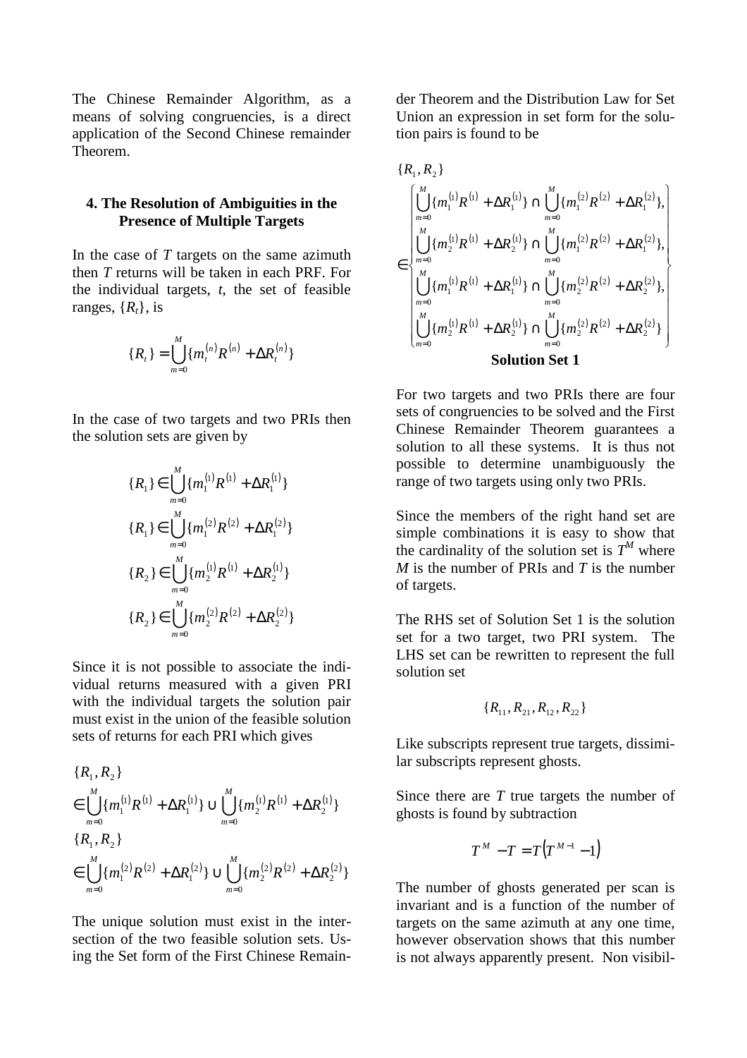The Chinese Remainder Algorithm, as a means of solving congruencies, is a direct application of the Second Chinese remainder Theorem.

## 4. The Resolution of Ambiguities in the Presence of Multiple Targets

In the case of $T$ targets on the same azimuth then $T$ returns will be taken in each PRF. For the individual targets, $t$, the set of feasible ranges, $\{R_t\}$, is

$$\{R_t\} = \bigcup_{m=0}^{M} \{m_t^{(n)} R^{(n)} + \Delta R_t^{(n)}\}$$

In the case of two targets and two PRIs then the solution sets are given by

$$\{R_1\} \in \bigcup_{m=0}^{M} \{m_1^{(1)} R^{(1)} + \Delta R_1^{(1)}\}$$
$$\{R_1\} \in \bigcup_{m=0}^{M} \{m_1^{(2)} R^{(2)} + \Delta R_1^{(2)}\}$$
$$\{R_2\} \in \bigcup_{m=0}^{M} \{m_2^{(1)} R^{(1)} + \Delta R_2^{(1)}\}$$
$$\{R_2\} \in \bigcup_{m=0}^{M} \{m_2^{(2)} R^{(2)} + \Delta R_2^{(2)}\}$$

Since it is not possible to associate the individual returns measured with a given PRI with the individual targets the solution pair must exist in the union of the feasible solution sets of returns for each PRI which gives

$$\{R_1, R_2\} \in \bigcup_{m=0}^{M} \{m_1^{(1)} R^{(1)} + \Delta R_1^{(1)}\} \cup \bigcup_{m=0}^{M} \{m_2^{(1)} R^{(1)} + \Delta R_2^{(1)}\}$$
$$\{R_1, R_2\} \in \bigcup_{m=0}^{M} \{m_1^{(2)} R^{(2)} + \Delta R_1^{(2)}\} \cup \bigcup_{m=0}^{M} \{m_2^{(2)} R^{(2)} + \Delta R_2^{(2)}\}$$

The unique solution must exist in the intersection of the two feasible solution sets. Using the Set form of the First Chinese Remainder Theorem and the Distribution Law for Set Union an expression in set form for the solution pairs is found to be

$$\{R_1, R_2\} \in \left\{ \begin{array}{l} \bigcup_{m=0}^{M} \{m_1^{(1)} R^{(1)} + \Delta R_1^{(1)}\} \cap \bigcup_{m=0}^{M} \{m_1^{(2)} R^{(2)} + \Delta R_1^{(2)}\}, \\ \bigcup_{m=0}^{M} \{m_2^{(1)} R^{(1)} + \Delta R_2^{(1)}\} \cap \bigcup_{m=0}^{M} \{m_1^{(2)} R^{(2)} + \Delta R_1^{(2)}\}, \\ \bigcup_{m=0}^{M} \{m_1^{(1)} R^{(1)} + \Delta R_1^{(1)}\} \cap \bigcup_{m=0}^{M} \{m_2^{(2)} R^{(2)} + \Delta R_2^{(2)}\}, \\ \bigcup_{m=0}^{M} \{m_2^{(1)} R^{(1)} + \Delta R_2^{(1)}\} \cap \bigcup_{m=0}^{M} \{m_2^{(2)} R^{(2)} + \Delta R_2^{(2)}\} \end{array} \right\}$$

**Solution Set 1**

For two targets and two PRIs there are four sets of congruencies to be solved and the First Chinese Remainder Theorem guarantees a solution to all these systems. It is thus not possible to determine unambiguously the range of two targets using only two PRIs.

Since the members of the right hand set are simple combinations it is easy to show that the cardinality of the solution set is $T^M$ where $M$ is the number of PRIs and $T$ is the number of targets.

The RHS set of Solution Set 1 is the solution set for a two target, two PRI system. The LHS set can be rewritten to represent the full solution set

$$\{R_{11}, R_{21}, R_{12}, R_{22}\}$$

Like subscripts represent true targets, dissimilar subscripts represent ghosts.

Since there are $T$ true targets the number of ghosts is found by subtraction

$$T^M - T = T\left(T^{M-1} - 1\right)$$

The number of ghosts generated per scan is invariant and is a function of the number of targets on the same azimuth at any one time, however observation shows that this number is not always apparently present. Non visibil-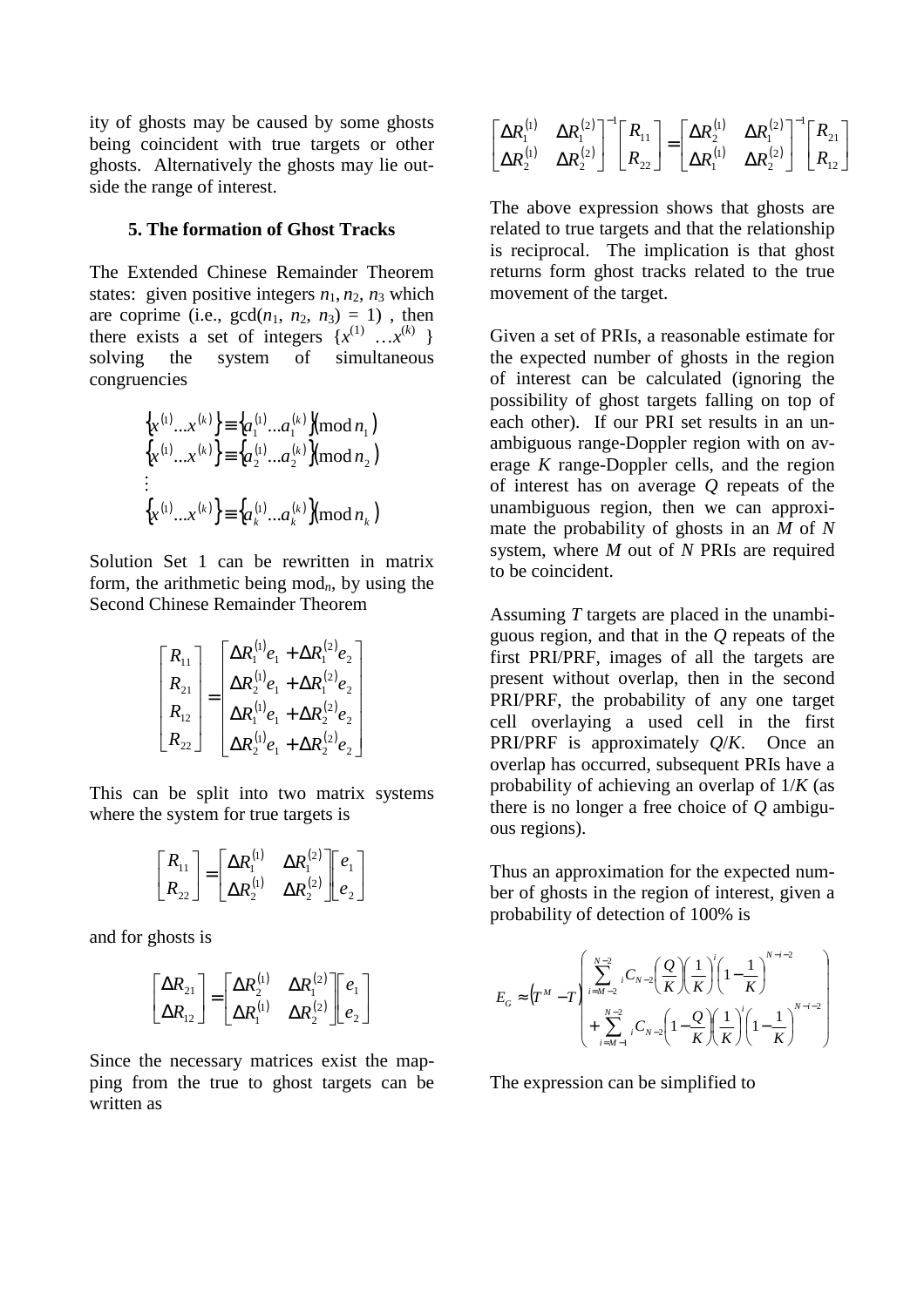ity of ghosts may be caused by some ghosts being coincident with true targets or other ghosts. Alternatively the ghosts may lie outside the range of interest.

## 5. The formation of Ghost Tracks

The Extended Chinese Remainder Theorem states: given positive integers $n_1, n_2, n_3$ which are coprime (i.e., $\gcd(n_1, n_2, n_3) = 1$) , then there exists a set of integers $\{x^{(1)} \ldots x^{(k)}\}$ solving the system of simultaneous congruencies

$$
\begin{aligned}
\{x^{(1)} \ldots x^{(k)}\} &\equiv \{a_1^{(1)} \ldots a_1^{(k)}\} (\bmod\, n_1) \\
\{x^{(1)} \ldots x^{(k)}\} &\equiv \{a_2^{(1)} \ldots a_2^{(k)}\} (\bmod\, n_2) \\
&\vdots \\
\{x^{(1)} \ldots x^{(k)}\} &\equiv \{a_k^{(1)} \ldots a_k^{(k)}\} (\bmod\, n_k)
\end{aligned}
$$

Solution Set 1 can be rewritten in matrix form, the arithmetic being $\bmod_n$, by using the Second Chinese Remainder Theorem

$$
\begin{bmatrix} R_{11} \\ R_{21} \\ R_{12} \\ R_{22} \end{bmatrix} = \begin{bmatrix} \Delta R_1^{(1)} e_1 + \Delta R_1^{(2)} e_2 \\ \Delta R_2^{(1)} e_1 + \Delta R_1^{(2)} e_2 \\ \Delta R_1^{(1)} e_1 + \Delta R_2^{(2)} e_2 \\ \Delta R_2^{(1)} e_1 + \Delta R_2^{(2)} e_2 \end{bmatrix}
$$

This can be split into two matrix systems where the system for true targets is

$$
\begin{bmatrix} R_{11} \\ R_{22} \end{bmatrix} = \begin{bmatrix} \Delta R_1^{(1)} & \Delta R_1^{(2)} \\ \Delta R_2^{(1)} & \Delta R_2^{(2)} \end{bmatrix} \begin{bmatrix} e_1 \\ e_2 \end{bmatrix}
$$

and for ghosts is

$$
\begin{bmatrix} \Delta R_{21} \\ \Delta R_{12} \end{bmatrix} = \begin{bmatrix} \Delta R_2^{(1)} & \Delta R_1^{(2)} \\ \Delta R_1^{(1)} & \Delta R_2^{(2)} \end{bmatrix} \begin{bmatrix} e_1 \\ e_2 \end{bmatrix}
$$

Since the necessary matrices exist the mapping from the true to ghost targets can be written as

$$
\begin{bmatrix} \Delta R_1^{(1)} & \Delta R_1^{(2)} \\ \Delta R_2^{(1)} & \Delta R_2^{(2)} \end{bmatrix}^{-1} \begin{bmatrix} R_{11} \\ R_{22} \end{bmatrix} = \begin{bmatrix} \Delta R_2^{(1)} & \Delta R_1^{(2)} \\ \Delta R_1^{(1)} & \Delta R_2^{(2)} \end{bmatrix}^{-1} \begin{bmatrix} R_{21} \\ R_{12} \end{bmatrix}
$$

The above expression shows that ghosts are related to true targets and that the relationship is reciprocal. The implication is that ghost returns form ghost tracks related to the true movement of the target.

Given a set of PRIs, a reasonable estimate for the expected number of ghosts in the region of interest can be calculated (ignoring the possibility of ghost targets falling on top of each other). If our PRI set results in an unambiguous range-Doppler region with on average $K$ range-Doppler cells, and the region of interest has on average $Q$ repeats of the unambiguous region, then we can approximate the probability of ghosts in an $M$ of $N$ system, where $M$ out of $N$ PRIs are required to be coincident.

Assuming $T$ targets are placed in the unambiguous region, and that in the $Q$ repeats of the first PRI/PRF, images of all the targets are present without overlap, then in the second PRI/PRF, the probability of any one target cell overlaying a used cell in the first PRI/PRF is approximately $Q/K$. Once an overlap has occurred, subsequent PRIs have a probability of achieving an overlap of $1/K$ (as there is no longer a free choice of $Q$ ambiguous regions).

Thus an approximation for the expected number of ghosts in the region of interest, given a probability of detection of 100% is

$$
E_G \approx \left(T^M - T\right) \left( \begin{aligned} &\sum_{i=M-2}^{N-2} {}_i C_{N-2} \left(\frac{Q}{K}\right)\left(\frac{1}{K}\right)^i \left(1-\frac{1}{K}\right)^{N-i-2} \\ &+ \sum_{i=M-1}^{N-2} {}_i C_{N-2} \left(1-\frac{Q}{K}\right)\left(\frac{1}{K}\right)^i \left(1-\frac{1}{K}\right)^{N-i-2} \end{aligned} \right)
$$

The expression can be simplified to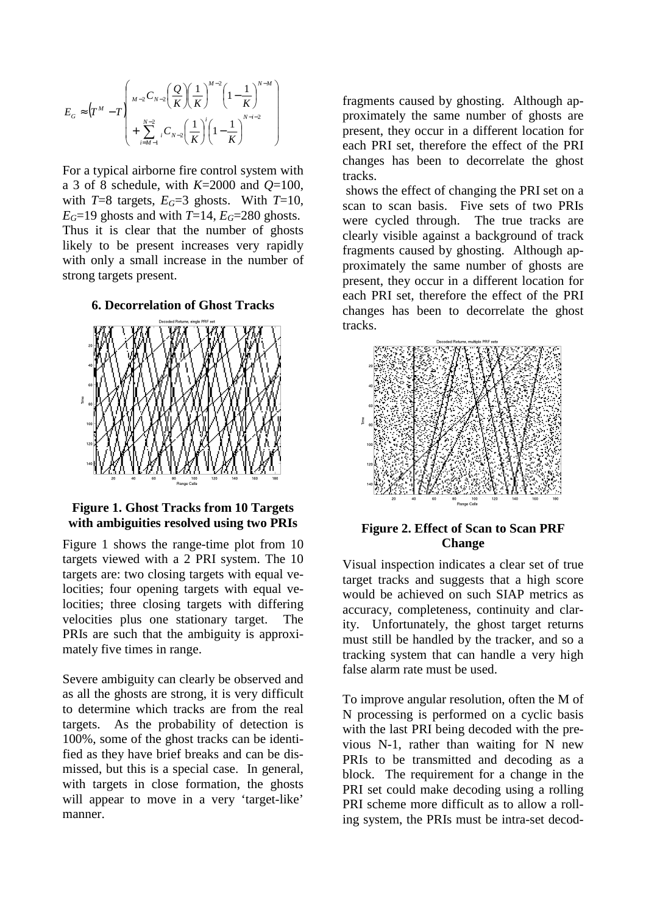$$E_G \approx \left(T^M - T\right)\left(\begin{array}{l} {}_{M-2}C_{N-2}\left(\frac{Q}{K}\right)\left(\frac{1}{K}\right)^{M-2}\left(1-\frac{1}{K}\right)^{N-M} \\ + \sum_{i=M-1}^{N-2} {}_iC_{N-2}\left(\frac{1}{K}\right)^{i}\left(1-\frac{1}{K}\right)^{N-i-2} \end{array}\right)$$

For a typical airborne fire control system with a 3 of 8 schedule, with $K$=2000 and $Q$=100, with $T$=8 targets, $E_G$=3 ghosts. With $T$=10, $E_G$=19 ghosts and with $T$=14, $E_G$=280 ghosts. Thus it is clear that the number of ghosts likely to be present increases very rapidly with only a small increase in the number of strong targets present.

## 6. Decorrelation of Ghost Tracks

**Figure 1. Ghost Tracks from 10 Targets with ambiguities resolved using two PRIs**

Figure 1 shows the range-time plot from 10 targets viewed with a 2 PRI system. The 10 targets are: two closing targets with equal velocities; four opening targets with equal velocities; three closing targets with differing velocities plus one stationary target. The PRIs are such that the ambiguity is approximately five times in range.

Severe ambiguity can clearly be observed and as all the ghosts are strong, it is very difficult to determine which tracks are from the real targets. As the probability of detection is 100%, some of the ghost tracks can be identified as they have brief breaks and can be dismissed, but this is a special case. In general, with targets in close formation, the ghosts will appear to move in a very 'target-like' manner.

fragments caused by ghosting. Although approximately the same number of ghosts are present, they occur in a different location for each PRI set, therefore the effect of the PRI changes has been to decorrelate the ghost tracks.

shows the effect of changing the PRI set on a scan to scan basis. Five sets of two PRIs were cycled through. The true tracks are clearly visible against a background of track fragments caused by ghosting. Although approximately the same number of ghosts are present, they occur in a different location for each PRI set, therefore the effect of the PRI changes has been to decorrelate the ghost tracks.

**Figure 2. Effect of Scan to Scan PRF Change**

Visual inspection indicates a clear set of true target tracks and suggests that a high score would be achieved on such SIAP metrics as accuracy, completeness, continuity and clarity. Unfortunately, the ghost target returns must still be handled by the tracker, and so a tracking system that can handle a very high false alarm rate must be used.

To improve angular resolution, often the M of N processing is performed on a cyclic basis with the last PRI being decoded with the previous N-1, rather than waiting for N new PRIs to be transmitted and decoding as a block. The requirement for a change in the PRI set could make decoding using a rolling PRI scheme more difficult as to allow a rolling system, the PRIs must be intra-set decod-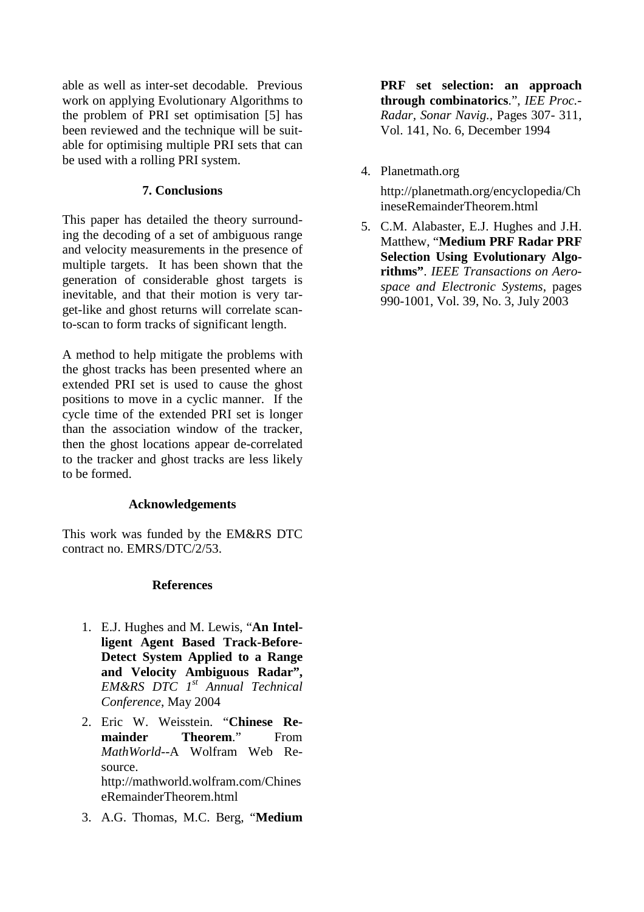able as well as inter-set decodable. Previous work on applying Evolutionary Algorithms to the problem of PRI set optimisation [5] has been reviewed and the technique will be suitable for optimising multiple PRI sets that can be used with a rolling PRI system.

## 7. Conclusions

This paper has detailed the theory surrounding the decoding of a set of ambiguous range and velocity measurements in the presence of multiple targets. It has been shown that the generation of considerable ghost targets is inevitable, and that their motion is very target-like and ghost returns will correlate scan-to-scan to form tracks of significant length.

A method to help mitigate the problems with the ghost tracks has been presented where an extended PRI set is used to cause the ghost positions to move in a cyclic manner. If the cycle time of the extended PRI set is longer than the association window of the tracker, then the ghost locations appear de-correlated to the tracker and ghost tracks are less likely to be formed.

## Acknowledgements

This work was funded by the EM&RS DTC contract no. EMRS/DTC/2/53.

## References

1. E.J. Hughes and M. Lewis, "**An Intelligent Agent Based Track-Before-Detect System Applied to a Range and Velocity Ambiguous Radar",** *EM&RS DTC 1st Annual Technical Conference*, May 2004
2. Eric W. Weisstein. "**Chinese Remainder Theorem**." From *MathWorld*--A Wolfram Web Resource. http://mathworld.wolfram.com/ChineseRemainderTheorem.html
3. A.G. Thomas, M.C. Berg, "**Medium PRF set selection: an approach through combinatorics**.", *IEE Proc.-Radar, Sonar Navig.*, Pages 307- 311, Vol. 141, No. 6, December 1994
4. Planetmath.org

   http://planetmath.org/encyclopedia/ChineseRemainderTheorem.html
5. C.M. Alabaster, E.J. Hughes and J.H. Matthew, "**Medium PRF Radar PRF Selection Using Evolutionary Algorithms"**. *IEEE Transactions on Aerospace and Electronic Systems*, pages 990-1001, Vol. 39, No. 3, July 2003